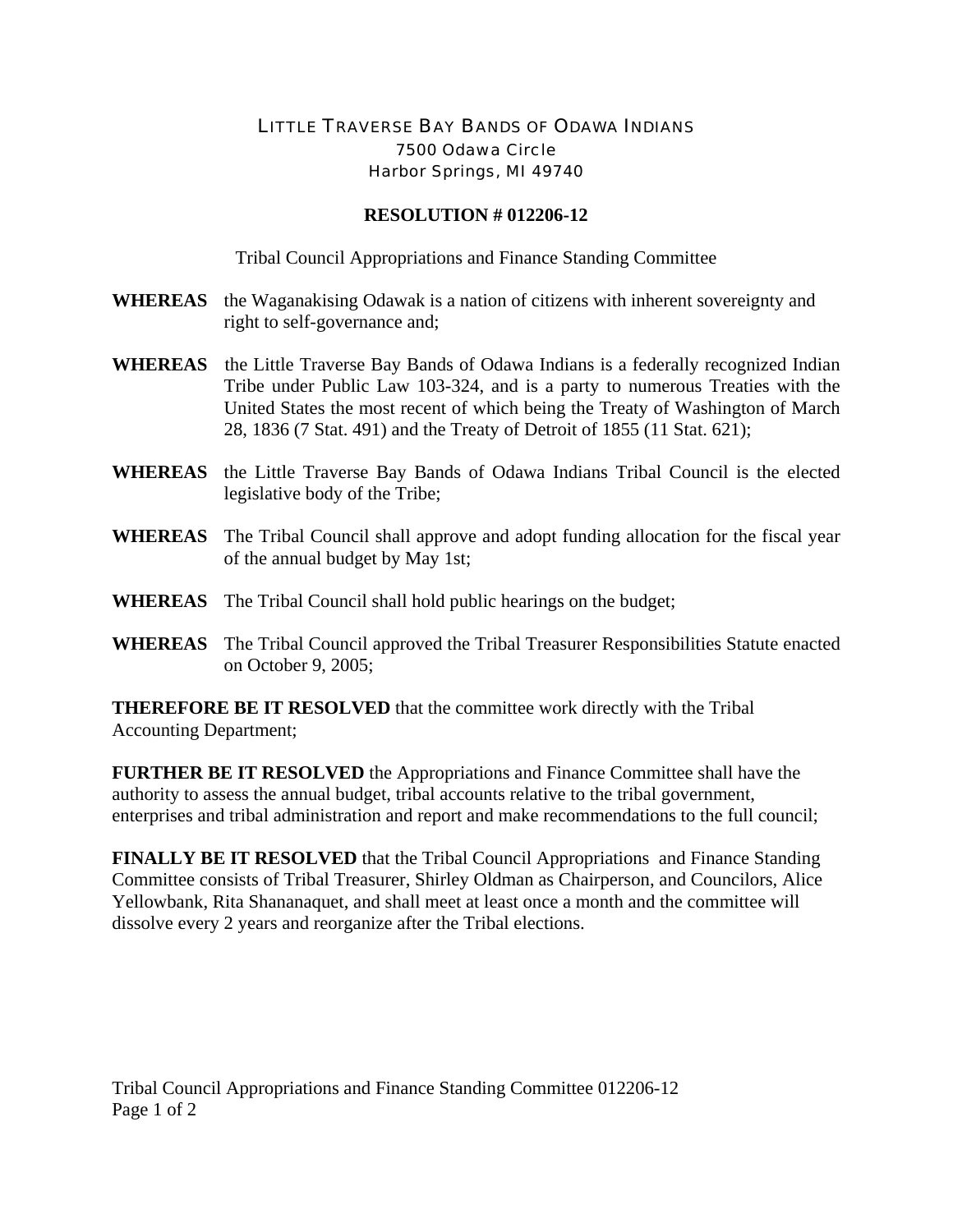LITTLE TRAVERSE BAY BANDS OF ODAWA INDIANS
7500 Odawa Circle
Harbor Springs, MI 49740

**RESOLUTION # 012206-12**

Tribal Council Appropriations and Finance Standing Committee

**WHEREAS** the Waganakising Odawak is a nation of citizens with inherent sovereignty and right to self-governance and;

**WHEREAS** the Little Traverse Bay Bands of Odawa Indians is a federally recognized Indian Tribe under Public Law 103-324, and is a party to numerous Treaties with the United States the most recent of which being the Treaty of Washington of March 28, 1836 (7 Stat. 491) and the Treaty of Detroit of 1855 (11 Stat. 621);

**WHEREAS** the Little Traverse Bay Bands of Odawa Indians Tribal Council is the elected legislative body of the Tribe;

**WHEREAS** The Tribal Council shall approve and adopt funding allocation for the fiscal year of the annual budget by May 1st;

**WHEREAS** The Tribal Council shall hold public hearings on the budget;

**WHEREAS** The Tribal Council approved the Tribal Treasurer Responsibilities Statute enacted on October 9, 2005;

**THEREFORE BE IT RESOLVED** that the committee work directly with the Tribal Accounting Department;

**FURTHER BE IT RESOLVED** the Appropriations and Finance Committee shall have the authority to assess the annual budget, tribal accounts relative to the tribal government, enterprises and tribal administration and report and make recommendations to the full council;

**FINALLY BE IT RESOLVED** that the Tribal Council Appropriations and Finance Standing Committee consists of Tribal Treasurer, Shirley Oldman as Chairperson, and Councilors, Alice Yellowbank, Rita Shananaquet, and shall meet at least once a month and the committee will dissolve every 2 years and reorganize after the Tribal elections.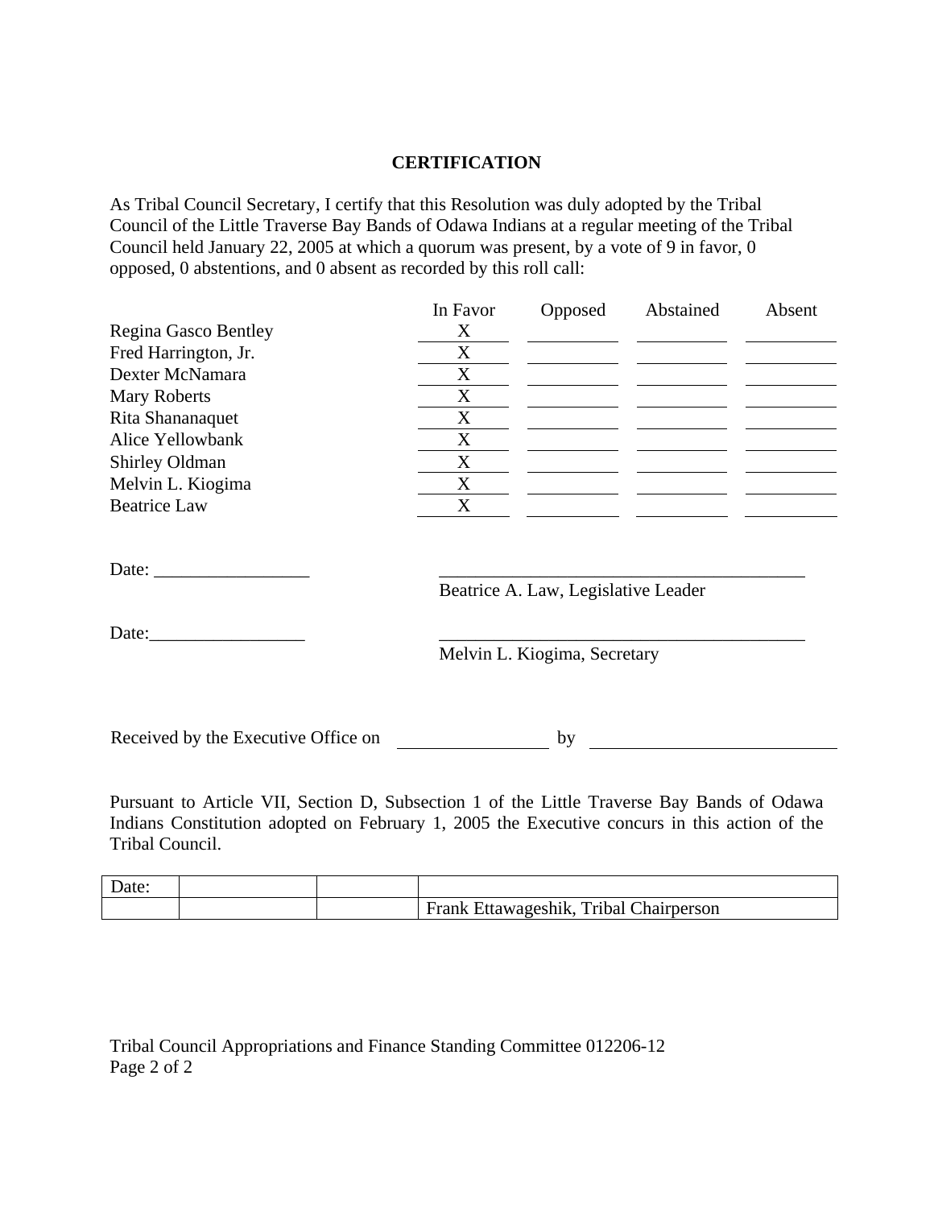## CERTIFICATION

As Tribal Council Secretary, I certify that this Resolution was duly adopted by the Tribal Council of the Little Traverse Bay Bands of Odawa Indians at a regular meeting of the Tribal Council held January 22, 2005 at which a quorum was present, by a vote of 9 in favor, 0 opposed, 0 abstentions, and 0 absent as recorded by this roll call:

| | In Favor | Opposed | Abstained | Absent |
|---|---|---|---|---|
| Regina Gasco Bentley | X | | | |
| Fred Harrington, Jr. | X | | | |
| Dexter McNamara | X | | | |
| Mary Roberts | X | | | |
| Rita Shananaquet | X | | | |
| Alice Yellowbank | X | | | |
| Shirley Oldman | X | | | |
| Melvin L. Kiogima | X | | | |
| Beatrice Law | X | | | |

Date: _________________ _________________________________________
Beatrice A. Law, Legislative Leader

Date:_________________ _________________________________________
Melvin L. Kiogima, Secretary

Received by the Executive Office on _________________ by ___________________________

Pursuant to Article VII, Section D, Subsection 1 of the Little Traverse Bay Bands of Odawa Indians Constitution adopted on February 1, 2005 the Executive concurs in this action of the Tribal Council.

| | | | |
|---|---|---|---|
| Date: | | | |
| | | | Frank Ettawageshik, Tribal Chairperson |

Tribal Council Appropriations and Finance Standing Committee 012206-12